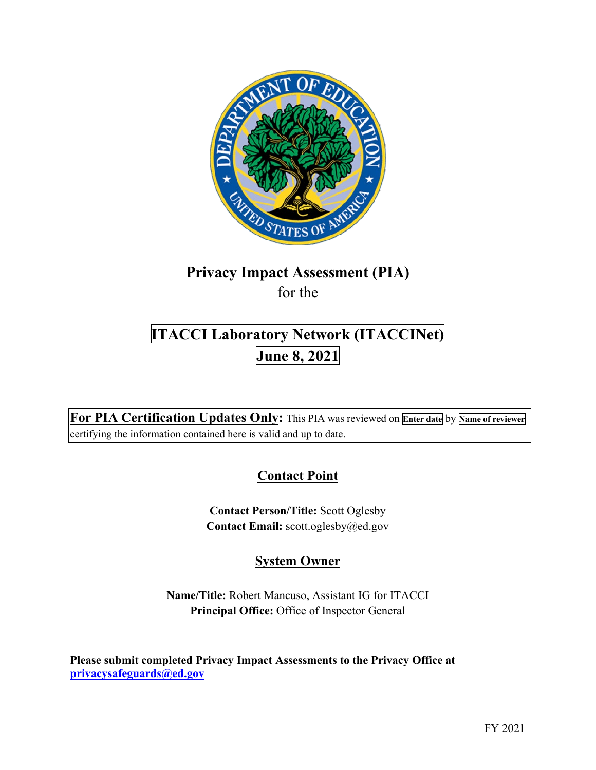# Privacy Impact Assessment (PIA)

for the

# ITACCI Laboratory Network (ITACCINet)

**June 8, 2021**

**For PIA Certification Updates Only:** This PIA was reviewed on **Enter date** by **Name of reviewer** certifying the information contained here is valid and up to date.

## Contact Point

**Contact Person/Title:** Scott Oglesby
**Contact Email:** scott.oglesby@ed.gov

## System Owner

**Name/Title:** Robert Mancuso, Assistant IG for ITACCI
**Principal Office:** Office of Inspector General

**Please submit completed Privacy Impact Assessments to the Privacy Office at privacysafeguards@ed.gov**

FY 2021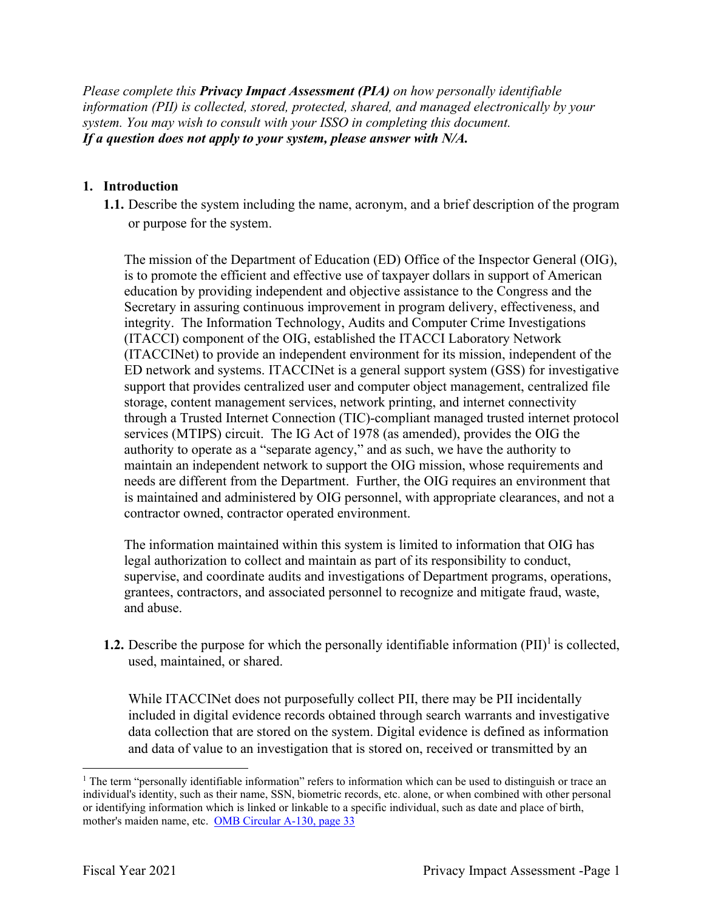*Please complete this **Privacy Impact Assessment (PIA)** on how personally identifiable information (PII) is collected, stored, protected, shared, and managed electronically by your system. You may wish to consult with your ISSO in completing this document.*
***If a question does not apply to your system, please answer with N/A.***

## 1. Introduction

**1.1.** Describe the system including the name, acronym, and a brief description of the program or purpose for the system.

The mission of the Department of Education (ED) Office of the Inspector General (OIG), is to promote the efficient and effective use of taxpayer dollars in support of American education by providing independent and objective assistance to the Congress and the Secretary in assuring continuous improvement in program delivery, effectiveness, and integrity. The Information Technology, Audits and Computer Crime Investigations (ITACCI) component of the OIG, established the ITACCI Laboratory Network (ITACCINet) to provide an independent environment for its mission, independent of the ED network and systems. ITACCINet is a general support system (GSS) for investigative support that provides centralized user and computer object management, centralized file storage, content management services, network printing, and internet connectivity through a Trusted Internet Connection (TIC)-compliant managed trusted internet protocol services (MTIPS) circuit. The IG Act of 1978 (as amended), provides the OIG the authority to operate as a "separate agency," and as such, we have the authority to maintain an independent network to support the OIG mission, whose requirements and needs are different from the Department. Further, the OIG requires an environment that is maintained and administered by OIG personnel, with appropriate clearances, and not a contractor owned, contractor operated environment.

The information maintained within this system is limited to information that OIG has legal authorization to collect and maintain as part of its responsibility to conduct, supervise, and coordinate audits and investigations of Department programs, operations, grantees, contractors, and associated personnel to recognize and mitigate fraud, waste, and abuse.

**1.2.** Describe the purpose for which the personally identifiable information (PII)[1] is collected, used, maintained, or shared.

While ITACCINet does not purposefully collect PII, there may be PII incidentally included in digital evidence records obtained through search warrants and investigative data collection that are stored on the system. Digital evidence is defined as information and data of value to an investigation that is stored on, received or transmitted by an

---

[1] The term "personally identifiable information" refers to information which can be used to distinguish or trace an individual's identity, such as their name, SSN, biometric records, etc. alone, or when combined with other personal or identifying information which is linked or linkable to a specific individual, such as date and place of birth, mother's maiden name, etc. [OMB Circular A-130, page 33]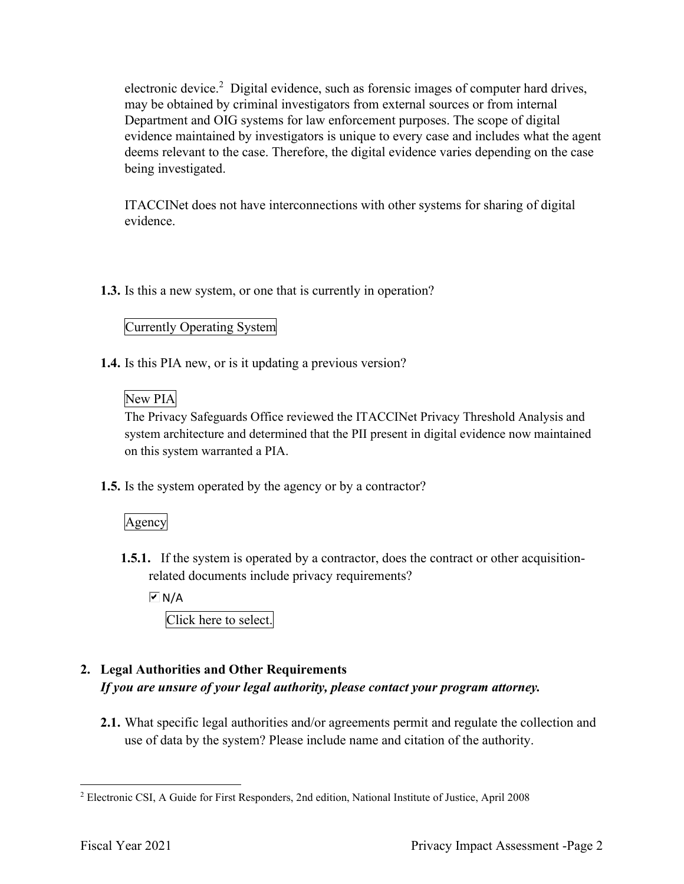electronic device.[2] Digital evidence, such as forensic images of computer hard drives, may be obtained by criminal investigators from external sources or from internal Department and OIG systems for law enforcement purposes. The scope of digital evidence maintained by investigators is unique to every case and includes what the agent deems relevant to the case. Therefore, the digital evidence varies depending on the case being investigated.

ITACCINet does not have interconnections with other systems for sharing of digital evidence.

**1.3.** Is this a new system, or one that is currently in operation?

Currently Operating System

**1.4.** Is this PIA new, or is it updating a previous version?

New PIA

The Privacy Safeguards Office reviewed the ITACCINet Privacy Threshold Analysis and system architecture and determined that the PII present in digital evidence now maintained on this system warranted a PIA.

**1.5.** Is the system operated by the agency or by a contractor?

Agency

**1.5.1.** If the system is operated by a contractor, does the contract or other acquisition-related documents include privacy requirements?

☑ N/A

Click here to select.

## 2. Legal Authorities and Other Requirements

***If you are unsure of your legal authority, please contact your program attorney.***

**2.1.** What specific legal authorities and/or agreements permit and regulate the collection and use of data by the system? Please include name and citation of the authority.

[2] Electronic CSI, A Guide for First Responders, 2nd edition, National Institute of Justice, April 2008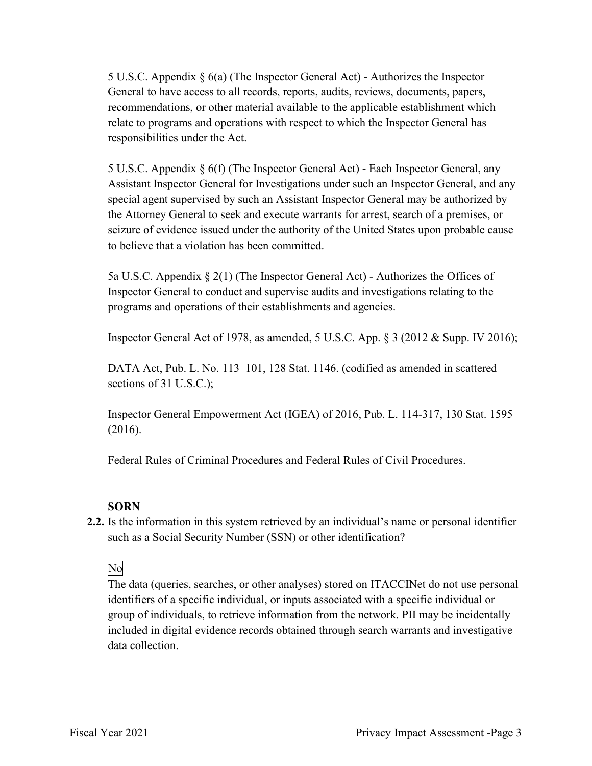5 U.S.C. Appendix § 6(a) (The Inspector General Act) - Authorizes the Inspector General to have access to all records, reports, audits, reviews, documents, papers, recommendations, or other material available to the applicable establishment which relate to programs and operations with respect to which the Inspector General has responsibilities under the Act.

5 U.S.C. Appendix § 6(f) (The Inspector General Act) - Each Inspector General, any Assistant Inspector General for Investigations under such an Inspector General, and any special agent supervised by such an Assistant Inspector General may be authorized by the Attorney General to seek and execute warrants for arrest, search of a premises, or seizure of evidence issued under the authority of the United States upon probable cause to believe that a violation has been committed.

5a U.S.C. Appendix § 2(1) (The Inspector General Act) - Authorizes the Offices of Inspector General to conduct and supervise audits and investigations relating to the programs and operations of their establishments and agencies.

Inspector General Act of 1978, as amended, 5 U.S.C. App. § 3 (2012 & Supp. IV 2016);

DATA Act, Pub. L. No. 113–101, 128 Stat. 1146. (codified as amended in scattered sections of 31 U.S.C.);

Inspector General Empowerment Act (IGEA) of 2016, Pub. L. 114-317, 130 Stat. 1595 (2016).

Federal Rules of Criminal Procedures and Federal Rules of Civil Procedures.

**SORN**

**2.2.** Is the information in this system retrieved by an individual's name or personal identifier such as a Social Security Number (SSN) or other identification?

No

The data (queries, searches, or other analyses) stored on ITACCINet do not use personal identifiers of a specific individual, or inputs associated with a specific individual or group of individuals, to retrieve information from the network. PII may be incidentally included in digital evidence records obtained through search warrants and investigative data collection.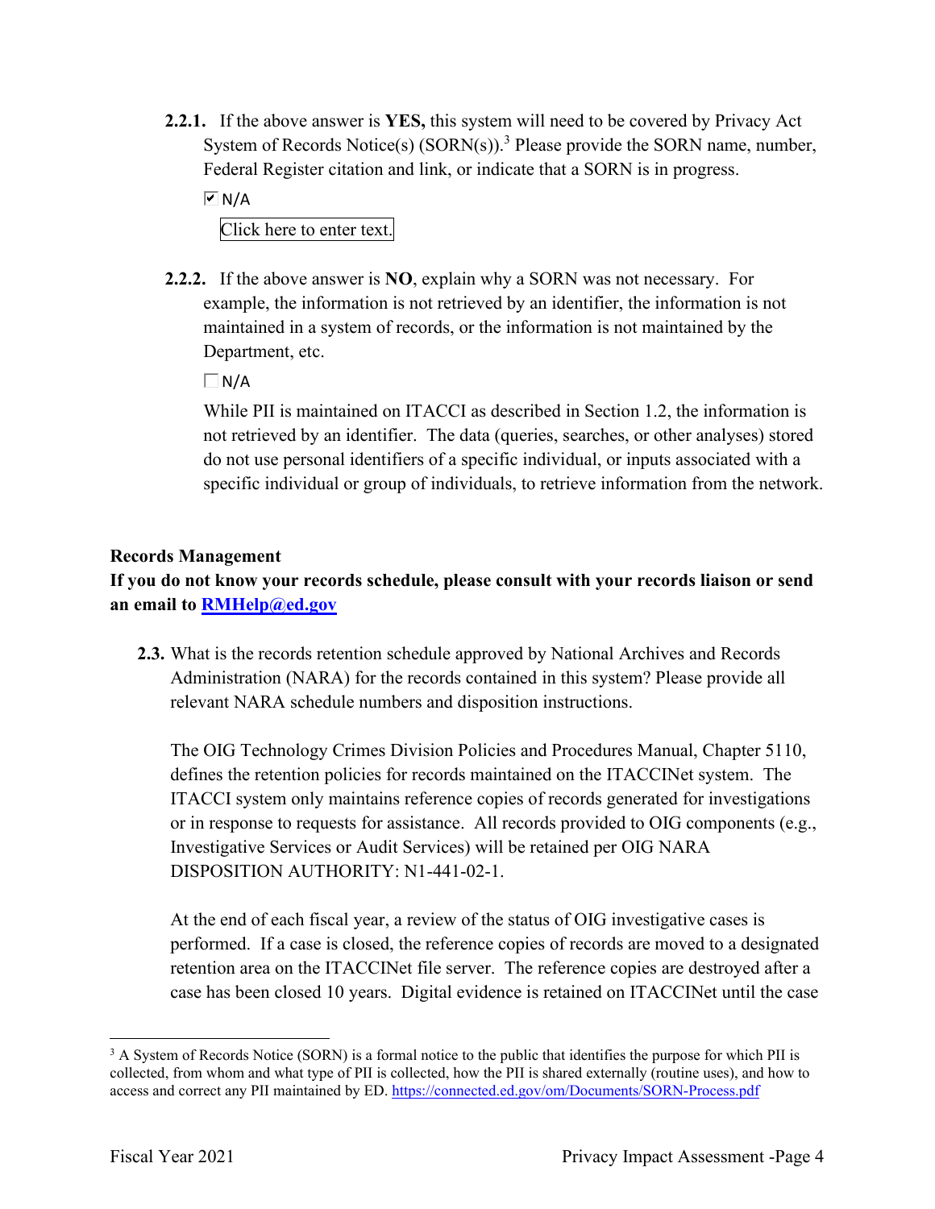**2.2.1.** If the above answer is **YES,** this system will need to be covered by Privacy Act System of Records Notice(s) (SORN(s)).[3] Please provide the SORN name, number, Federal Register citation and link, or indicate that a SORN is in progress.

☑ N/A

Click here to enter text.

**2.2.2.** If the above answer is **NO**, explain why a SORN was not necessary. For example, the information is not retrieved by an identifier, the information is not maintained in a system of records, or the information is not maintained by the Department, etc.

☐ N/A

While PII is maintained on ITACCI as described in Section 1.2, the information is not retrieved by an identifier. The data (queries, searches, or other analyses) stored do not use personal identifiers of a specific individual, or inputs associated with a specific individual or group of individuals, to retrieve information from the network.

**Records Management**

**If you do not know your records schedule, please consult with your records liaison or send an email to [RMHelp@ed.gov](mailto:RMHelp@ed.gov)**

**2.3.** What is the records retention schedule approved by National Archives and Records Administration (NARA) for the records contained in this system? Please provide all relevant NARA schedule numbers and disposition instructions.

The OIG Technology Crimes Division Policies and Procedures Manual, Chapter 5110, defines the retention policies for records maintained on the ITACCINet system. The ITACCI system only maintains reference copies of records generated for investigations or in response to requests for assistance. All records provided to OIG components (e.g., Investigative Services or Audit Services) will be retained per OIG NARA DISPOSITION AUTHORITY: N1-441-02-1.

At the end of each fiscal year, a review of the status of OIG investigative cases is performed. If a case is closed, the reference copies of records are moved to a designated retention area on the ITACCINet file server. The reference copies are destroyed after a case has been closed 10 years. Digital evidence is retained on ITACCINet until the case

---

[3] A System of Records Notice (SORN) is a formal notice to the public that identifies the purpose for which PII is collected, from whom and what type of PII is collected, how the PII is shared externally (routine uses), and how to access and correct any PII maintained by ED. https://connected.ed.gov/om/Documents/SORN-Process.pdf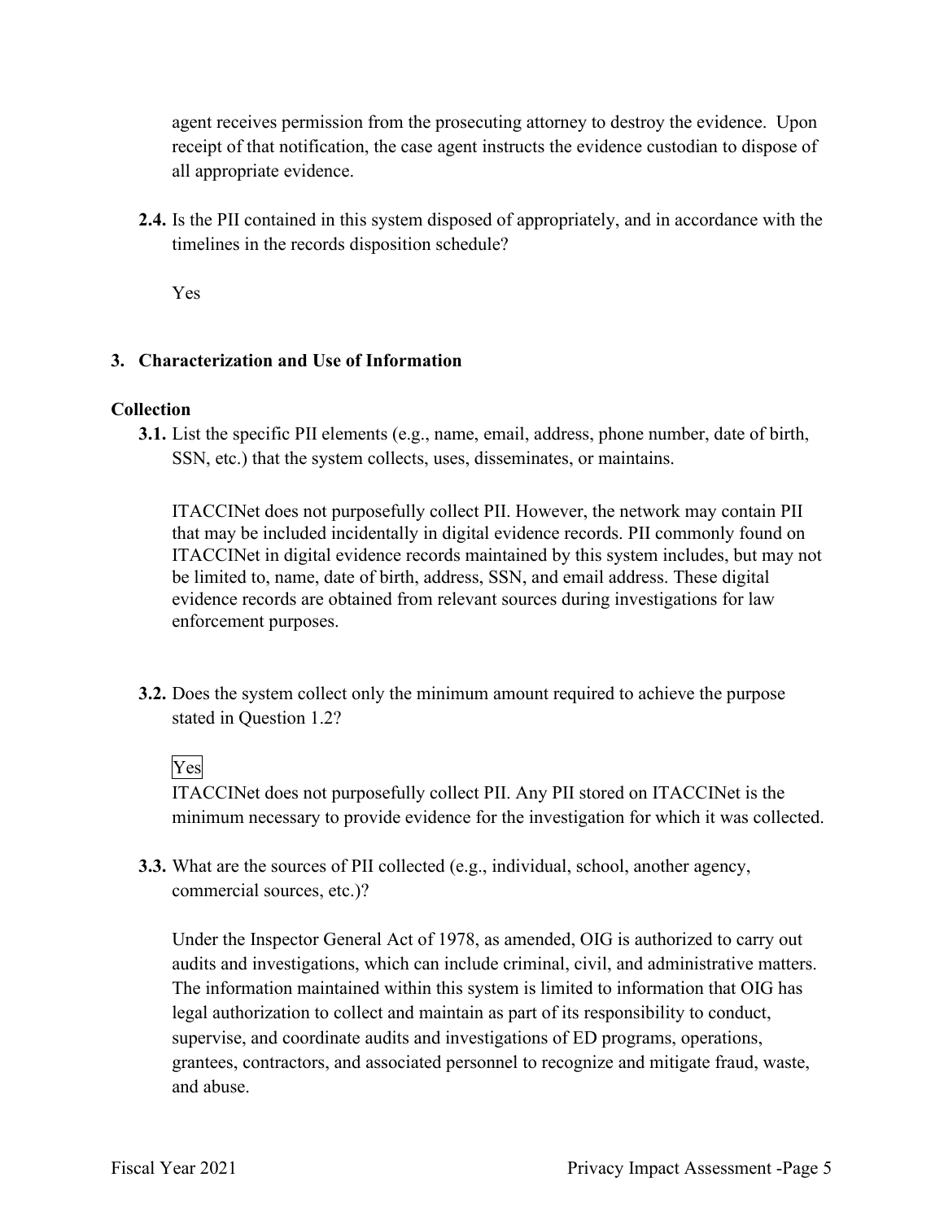agent receives permission from the prosecuting attorney to destroy the evidence. Upon receipt of that notification, the case agent instructs the evidence custodian to dispose of all appropriate evidence.

**2.4.** Is the PII contained in this system disposed of appropriately, and in accordance with the timelines in the records disposition schedule?

Yes

**3. Characterization and Use of Information**

**Collection**

**3.1.** List the specific PII elements (e.g., name, email, address, phone number, date of birth, SSN, etc.) that the system collects, uses, disseminates, or maintains.

ITACCINet does not purposefully collect PII. However, the network may contain PII that may be included incidentally in digital evidence records. PII commonly found on ITACCINet in digital evidence records maintained by this system includes, but may not be limited to, name, date of birth, address, SSN, and email address. These digital evidence records are obtained from relevant sources during investigations for law enforcement purposes.

**3.2.** Does the system collect only the minimum amount required to achieve the purpose stated in Question 1.2?

Yes

ITACCINet does not purposefully collect PII. Any PII stored on ITACCINet is the minimum necessary to provide evidence for the investigation for which it was collected.

**3.3.** What are the sources of PII collected (e.g., individual, school, another agency, commercial sources, etc.)?

Under the Inspector General Act of 1978, as amended, OIG is authorized to carry out audits and investigations, which can include criminal, civil, and administrative matters. The information maintained within this system is limited to information that OIG has legal authorization to collect and maintain as part of its responsibility to conduct, supervise, and coordinate audits and investigations of ED programs, operations, grantees, contractors, and associated personnel to recognize and mitigate fraud, waste, and abuse.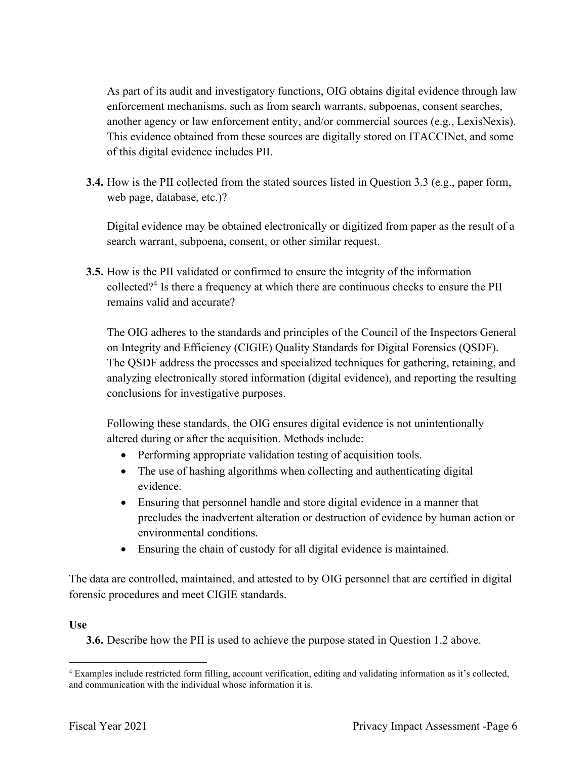As part of its audit and investigatory functions, OIG obtains digital evidence through law enforcement mechanisms, such as from search warrants, subpoenas, consent searches, another agency or law enforcement entity, and/or commercial sources (e.g., LexisNexis). This evidence obtained from these sources are digitally stored on ITACCINet, and some of this digital evidence includes PII.

**3.4.** How is the PII collected from the stated sources listed in Question 3.3 (e.g., paper form, web page, database, etc.)?

Digital evidence may be obtained electronically or digitized from paper as the result of a search warrant, subpoena, consent, or other similar request.

**3.5.** How is the PII validated or confirmed to ensure the integrity of the information collected?[4] Is there a frequency at which there are continuous checks to ensure the PII remains valid and accurate?

The OIG adheres to the standards and principles of the Council of the Inspectors General on Integrity and Efficiency (CIGIE) Quality Standards for Digital Forensics (QSDF). The QSDF address the processes and specialized techniques for gathering, retaining, and analyzing electronically stored information (digital evidence), and reporting the resulting conclusions for investigative purposes.

Following these standards, the OIG ensures digital evidence is not unintentionally altered during or after the acquisition. Methods include:

- Performing appropriate validation testing of acquisition tools.
- The use of hashing algorithms when collecting and authenticating digital evidence.
- Ensuring that personnel handle and store digital evidence in a manner that precludes the inadvertent alteration or destruction of evidence by human action or environmental conditions.
- Ensuring the chain of custody for all digital evidence is maintained.

The data are controlled, maintained, and attested to by OIG personnel that are certified in digital forensic procedures and meet CIGIE standards.

**Use**

**3.6.** Describe how the PII is used to achieve the purpose stated in Question 1.2 above.

---

[4] Examples include restricted form filling, account verification, editing and validating information as it's collected, and communication with the individual whose information it is.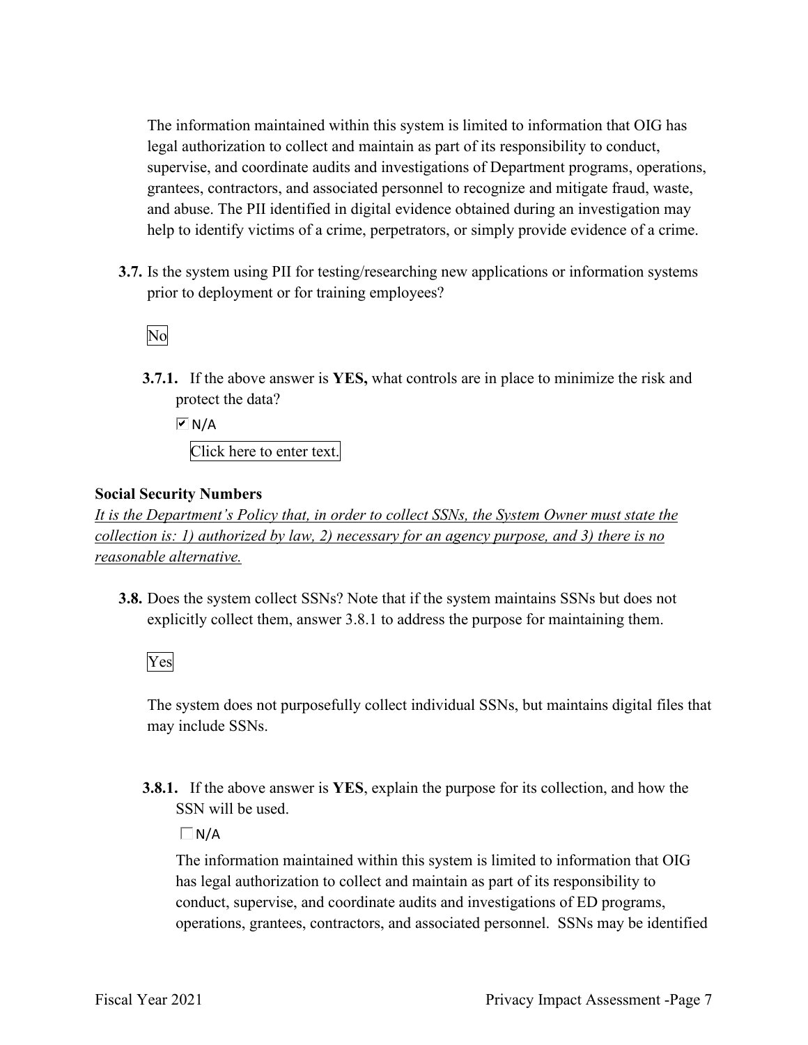The information maintained within this system is limited to information that OIG has legal authorization to collect and maintain as part of its responsibility to conduct, supervise, and coordinate audits and investigations of Department programs, operations, grantees, contractors, and associated personnel to recognize and mitigate fraud, waste, and abuse. The PII identified in digital evidence obtained during an investigation may help to identify victims of a crime, perpetrators, or simply provide evidence of a crime.

**3.7.** Is the system using PII for testing/researching new applications or information systems prior to deployment or for training employees?

No

**3.7.1.** If the above answer is **YES,** what controls are in place to minimize the risk and protect the data?

☑ N/A

Click here to enter text.

**Social Security Numbers**

*It is the Department's Policy that, in order to collect SSNs, the System Owner must state the collection is: 1) authorized by law, 2) necessary for an agency purpose, and 3) there is no reasonable alternative.*

**3.8.** Does the system collect SSNs? Note that if the system maintains SSNs but does not explicitly collect them, answer 3.8.1 to address the purpose for maintaining them.

Yes

The system does not purposefully collect individual SSNs, but maintains digital files that may include SSNs.

**3.8.1.** If the above answer is **YES**, explain the purpose for its collection, and how the SSN will be used.

☐ N/A

The information maintained within this system is limited to information that OIG has legal authorization to collect and maintain as part of its responsibility to conduct, supervise, and coordinate audits and investigations of ED programs, operations, grantees, contractors, and associated personnel. SSNs may be identified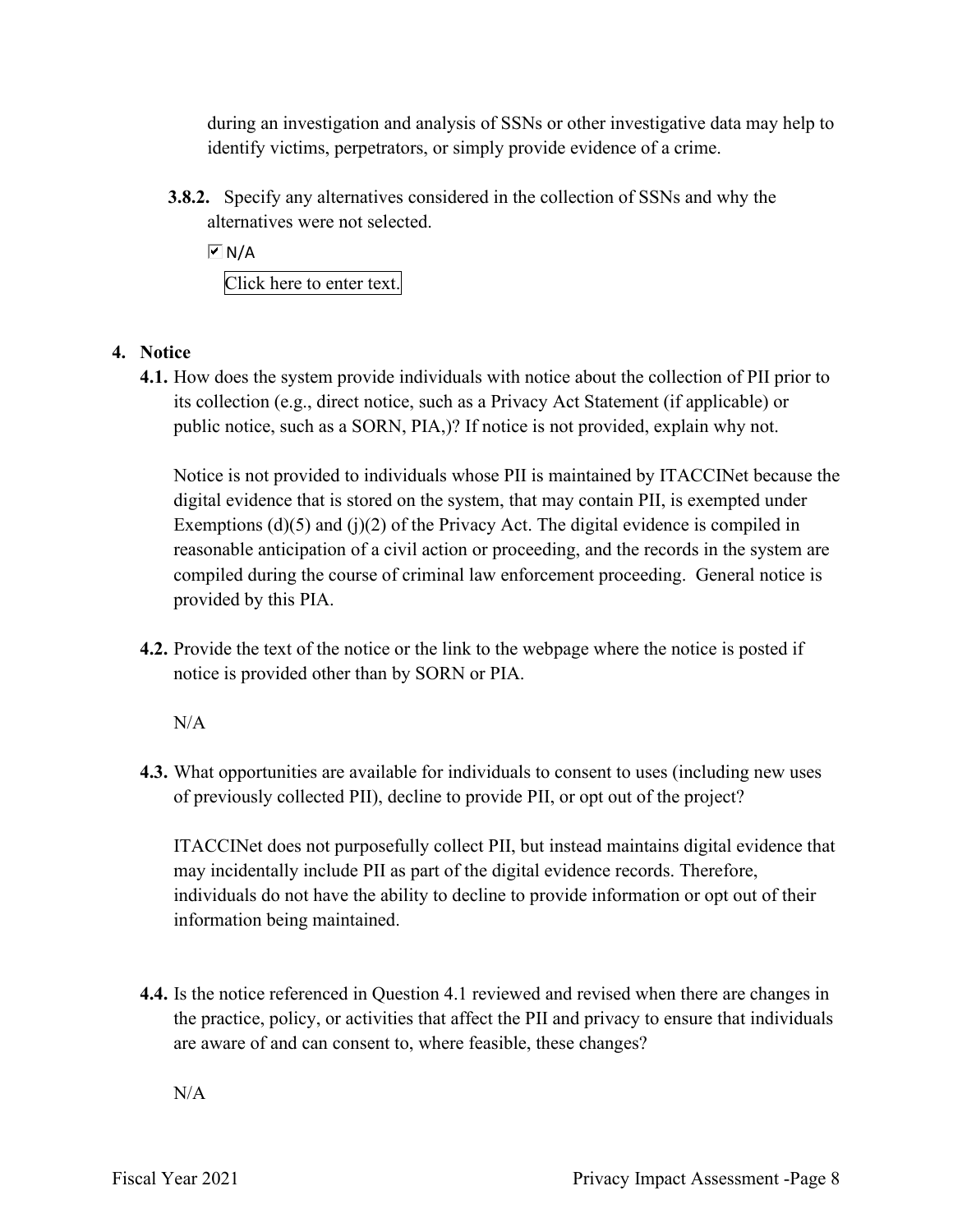during an investigation and analysis of SSNs or other investigative data may help to identify victims, perpetrators, or simply provide evidence of a crime.

**3.8.2.** Specify any alternatives considered in the collection of SSNs and why the alternatives were not selected.

☑ N/A

Click here to enter text.

## 4. Notice

**4.1.** How does the system provide individuals with notice about the collection of PII prior to its collection (e.g., direct notice, such as a Privacy Act Statement (if applicable) or public notice, such as a SORN, PIA,)? If notice is not provided, explain why not.

Notice is not provided to individuals whose PII is maintained by ITACCINet because the digital evidence that is stored on the system, that may contain PII, is exempted under Exemptions (d)(5) and (j)(2) of the Privacy Act. The digital evidence is compiled in reasonable anticipation of a civil action or proceeding, and the records in the system are compiled during the course of criminal law enforcement proceeding. General notice is provided by this PIA.

**4.2.** Provide the text of the notice or the link to the webpage where the notice is posted if notice is provided other than by SORN or PIA.

N/A

**4.3.** What opportunities are available for individuals to consent to uses (including new uses of previously collected PII), decline to provide PII, or opt out of the project?

ITACCINet does not purposefully collect PII, but instead maintains digital evidence that may incidentally include PII as part of the digital evidence records. Therefore, individuals do not have the ability to decline to provide information or opt out of their information being maintained.

**4.4.** Is the notice referenced in Question 4.1 reviewed and revised when there are changes in the practice, policy, or activities that affect the PII and privacy to ensure that individuals are aware of and can consent to, where feasible, these changes?

N/A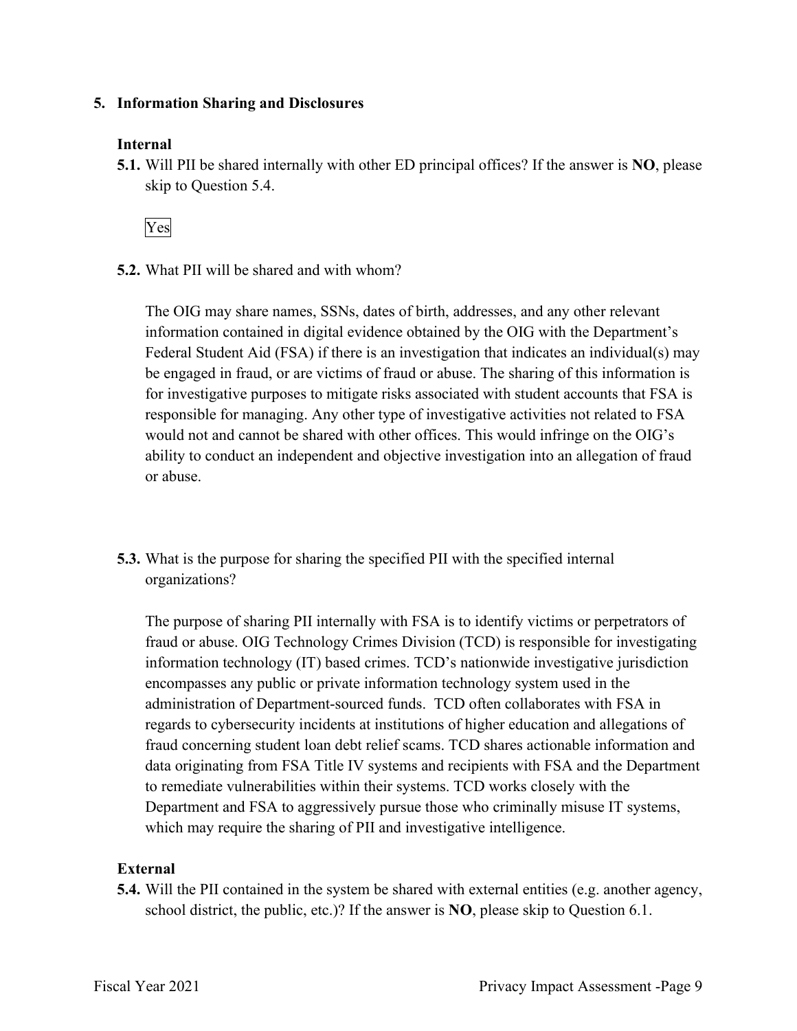**5. Information Sharing and Disclosures**

**Internal**

**5.1.** Will PII be shared internally with other ED principal offices? If the answer is **NO**, please skip to Question 5.4.

Yes

**5.2.** What PII will be shared and with whom?

The OIG may share names, SSNs, dates of birth, addresses, and any other relevant information contained in digital evidence obtained by the OIG with the Department's Federal Student Aid (FSA) if there is an investigation that indicates an individual(s) may be engaged in fraud, or are victims of fraud or abuse. The sharing of this information is for investigative purposes to mitigate risks associated with student accounts that FSA is responsible for managing. Any other type of investigative activities not related to FSA would not and cannot be shared with other offices. This would infringe on the OIG's ability to conduct an independent and objective investigation into an allegation of fraud or abuse.

**5.3.** What is the purpose for sharing the specified PII with the specified internal organizations?

The purpose of sharing PII internally with FSA is to identify victims or perpetrators of fraud or abuse. OIG Technology Crimes Division (TCD) is responsible for investigating information technology (IT) based crimes. TCD's nationwide investigative jurisdiction encompasses any public or private information technology system used in the administration of Department-sourced funds. TCD often collaborates with FSA in regards to cybersecurity incidents at institutions of higher education and allegations of fraud concerning student loan debt relief scams. TCD shares actionable information and data originating from FSA Title IV systems and recipients with FSA and the Department to remediate vulnerabilities within their systems. TCD works closely with the Department and FSA to aggressively pursue those who criminally misuse IT systems, which may require the sharing of PII and investigative intelligence.

**External**

**5.4.** Will the PII contained in the system be shared with external entities (e.g. another agency, school district, the public, etc.)? If the answer is **NO**, please skip to Question 6.1.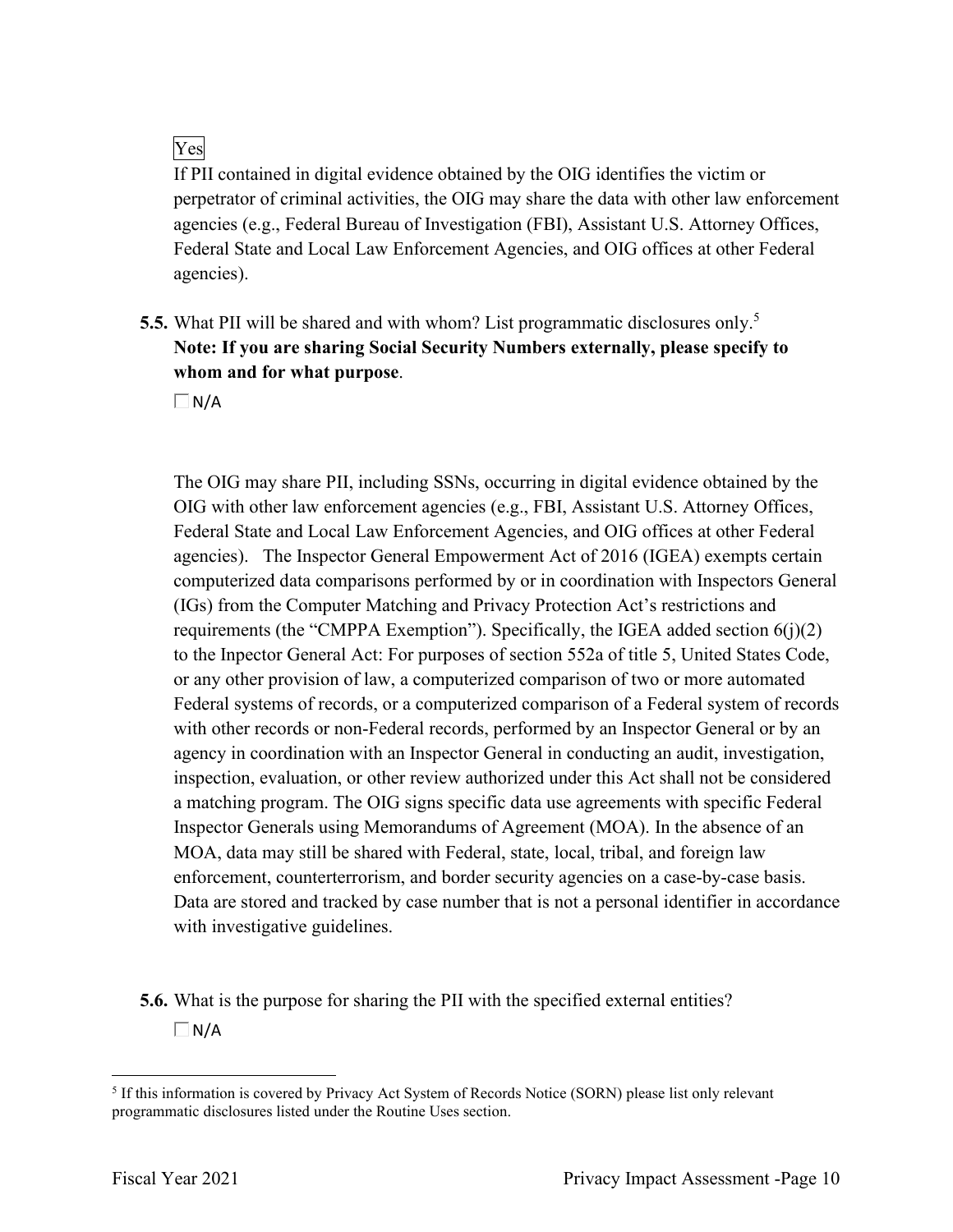Yes

If PII contained in digital evidence obtained by the OIG identifies the victim or perpetrator of criminal activities, the OIG may share the data with other law enforcement agencies (e.g., Federal Bureau of Investigation (FBI), Assistant U.S. Attorney Offices, Federal State and Local Law Enforcement Agencies, and OIG offices at other Federal agencies).

**5.5.** What PII will be shared and with whom? List programmatic disclosures only.[5] **Note: If you are sharing Social Security Numbers externally, please specify to whom and for what purpose**.

☐ N/A

The OIG may share PII, including SSNs, occurring in digital evidence obtained by the OIG with other law enforcement agencies (e.g., FBI, Assistant U.S. Attorney Offices, Federal State and Local Law Enforcement Agencies, and OIG offices at other Federal agencies). The Inspector General Empowerment Act of 2016 (IGEA) exempts certain computerized data comparisons performed by or in coordination with Inspectors General (IGs) from the Computer Matching and Privacy Protection Act's restrictions and requirements (the "CMPPA Exemption"). Specifically, the IGEA added section 6(j)(2) to the Inpector General Act: For purposes of section 552a of title 5, United States Code, or any other provision of law, a computerized comparison of two or more automated Federal systems of records, or a computerized comparison of a Federal system of records with other records or non-Federal records, performed by an Inspector General or by an agency in coordination with an Inspector General in conducting an audit, investigation, inspection, evaluation, or other review authorized under this Act shall not be considered a matching program. The OIG signs specific data use agreements with specific Federal Inspector Generals using Memorandums of Agreement (MOA). In the absence of an MOA, data may still be shared with Federal, state, local, tribal, and foreign law enforcement, counterterrorism, and border security agencies on a case-by-case basis. Data are stored and tracked by case number that is not a personal identifier in accordance with investigative guidelines.

**5.6.** What is the purpose for sharing the PII with the specified external entities?

☐ N/A

[5] If this information is covered by Privacy Act System of Records Notice (SORN) please list only relevant programmatic disclosures listed under the Routine Uses section.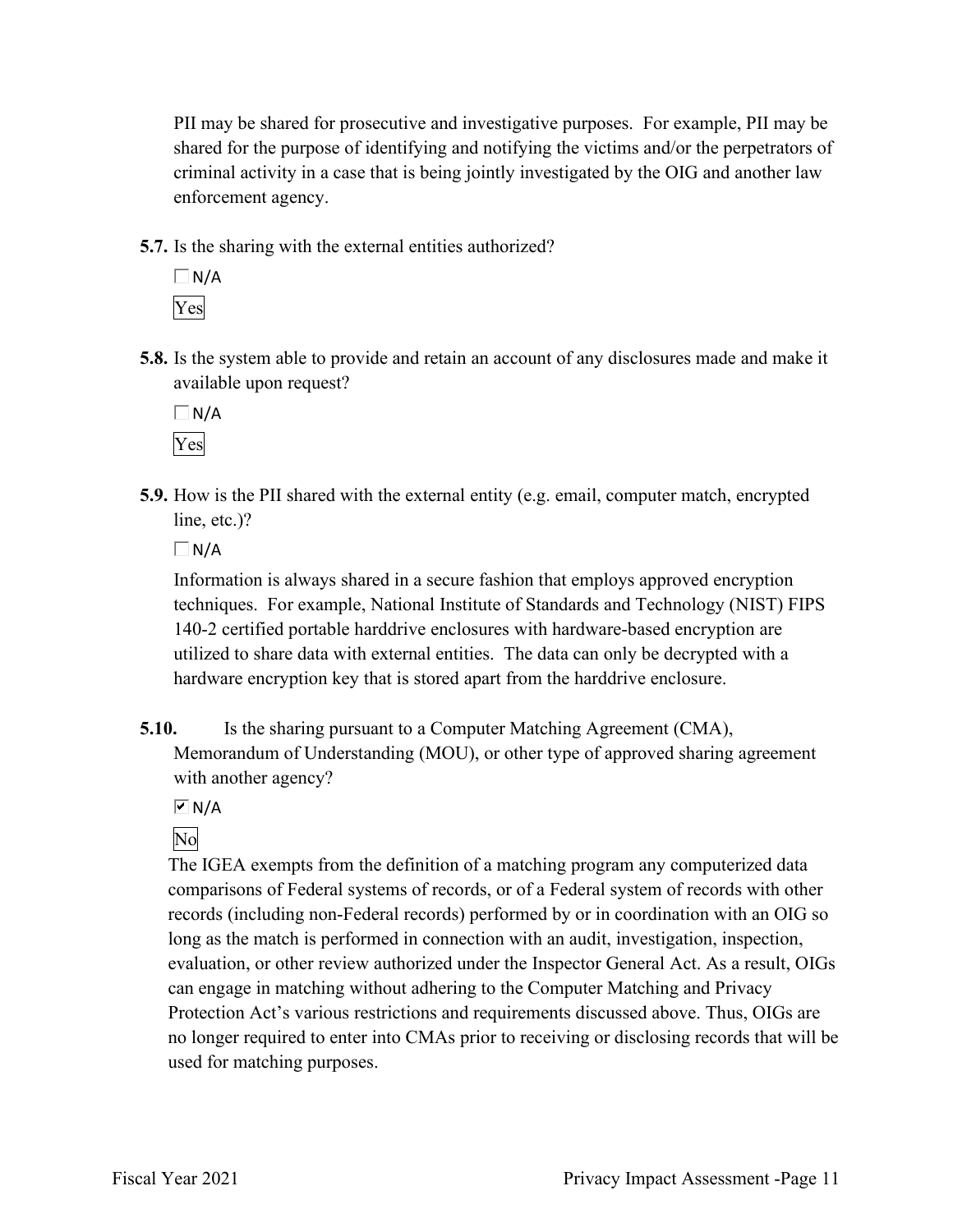PII may be shared for prosecutive and investigative purposes. For example, PII may be shared for the purpose of identifying and notifying the victims and/or the perpetrators of criminal activity in a case that is being jointly investigated by the OIG and another law enforcement agency.

**5.7.** Is the sharing with the external entities authorized?

☐ N/A

Yes

**5.8.** Is the system able to provide and retain an account of any disclosures made and make it available upon request?

☐ N/A

Yes

**5.9.** How is the PII shared with the external entity (e.g. email, computer match, encrypted line, etc.)?

☐ N/A

Information is always shared in a secure fashion that employs approved encryption techniques. For example, National Institute of Standards and Technology (NIST) FIPS 140-2 certified portable harddrive enclosures with hardware-based encryption are utilized to share data with external entities. The data can only be decrypted with a hardware encryption key that is stored apart from the harddrive enclosure.

**5.10.** Is the sharing pursuant to a Computer Matching Agreement (CMA), Memorandum of Understanding (MOU), or other type of approved sharing agreement with another agency?

☑ N/A

No

The IGEA exempts from the definition of a matching program any computerized data comparisons of Federal systems of records, or of a Federal system of records with other records (including non-Federal records) performed by or in coordination with an OIG so long as the match is performed in connection with an audit, investigation, inspection, evaluation, or other review authorized under the Inspector General Act. As a result, OIGs can engage in matching without adhering to the Computer Matching and Privacy Protection Act's various restrictions and requirements discussed above. Thus, OIGs are no longer required to enter into CMAs prior to receiving or disclosing records that will be used for matching purposes.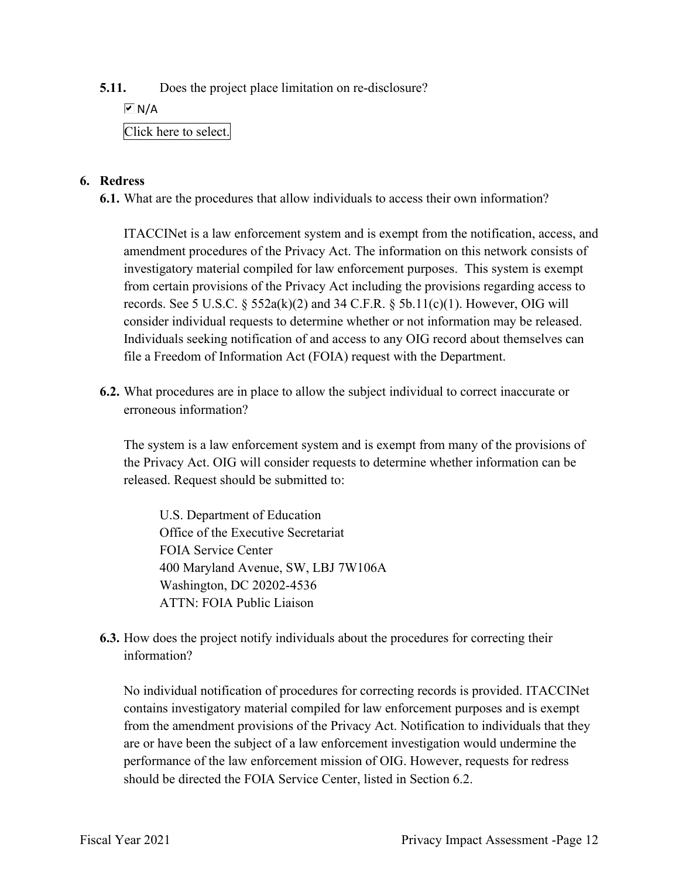**5.11.** Does the project place limitation on re-disclosure?

☑ N/A

Click here to select.

## 6. Redress

**6.1.** What are the procedures that allow individuals to access their own information?

ITACCINet is a law enforcement system and is exempt from the notification, access, and amendment procedures of the Privacy Act. The information on this network consists of investigatory material compiled for law enforcement purposes. This system is exempt from certain provisions of the Privacy Act including the provisions regarding access to records. See 5 U.S.C. § 552a(k)(2) and 34 C.F.R. § 5b.11(c)(1). However, OIG will consider individual requests to determine whether or not information may be released. Individuals seeking notification of and access to any OIG record about themselves can file a Freedom of Information Act (FOIA) request with the Department.

**6.2.** What procedures are in place to allow the subject individual to correct inaccurate or erroneous information?

The system is a law enforcement system and is exempt from many of the provisions of the Privacy Act. OIG will consider requests to determine whether information can be released. Request should be submitted to:

U.S. Department of Education
Office of the Executive Secretariat
FOIA Service Center
400 Maryland Avenue, SW, LBJ 7W106A
Washington, DC 20202-4536
ATTN: FOIA Public Liaison

**6.3.** How does the project notify individuals about the procedures for correcting their information?

No individual notification of procedures for correcting records is provided. ITACCINet contains investigatory material compiled for law enforcement purposes and is exempt from the amendment provisions of the Privacy Act. Notification to individuals that they are or have been the subject of a law enforcement investigation would undermine the performance of the law enforcement mission of OIG. However, requests for redress should be directed the FOIA Service Center, listed in Section 6.2.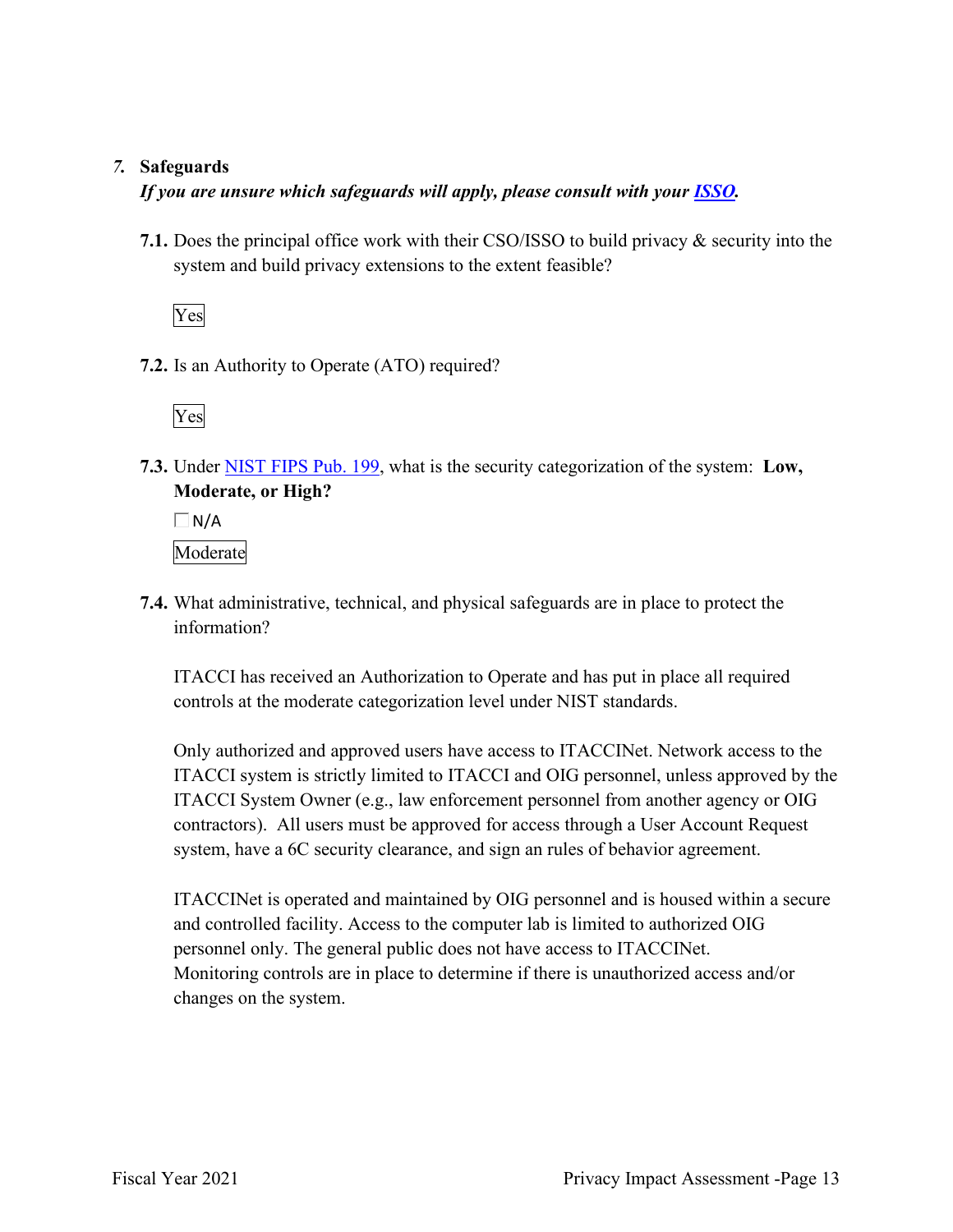## 7. Safeguards

***If you are unsure which safeguards will apply, please consult with your ISSO.***

**7.1.** Does the principal office work with their CSO/ISSO to build privacy & security into the system and build privacy extensions to the extent feasible?

Yes

**7.2.** Is an Authority to Operate (ATO) required?

Yes

**7.3.** Under NIST FIPS Pub. 199, what is the security categorization of the system: **Low, Moderate, or High?**

☐ N/A

Moderate

**7.4.** What administrative, technical, and physical safeguards are in place to protect the information?

ITACCI has received an Authorization to Operate and has put in place all required controls at the moderate categorization level under NIST standards.

Only authorized and approved users have access to ITACCINet. Network access to the ITACCI system is strictly limited to ITACCI and OIG personnel, unless approved by the ITACCI System Owner (e.g., law enforcement personnel from another agency or OIG contractors). All users must be approved for access through a User Account Request system, have a 6C security clearance, and sign an rules of behavior agreement.

ITACCINet is operated and maintained by OIG personnel and is housed within a secure and controlled facility. Access to the computer lab is limited to authorized OIG personnel only. The general public does not have access to ITACCINet. Monitoring controls are in place to determine if there is unauthorized access and/or changes on the system.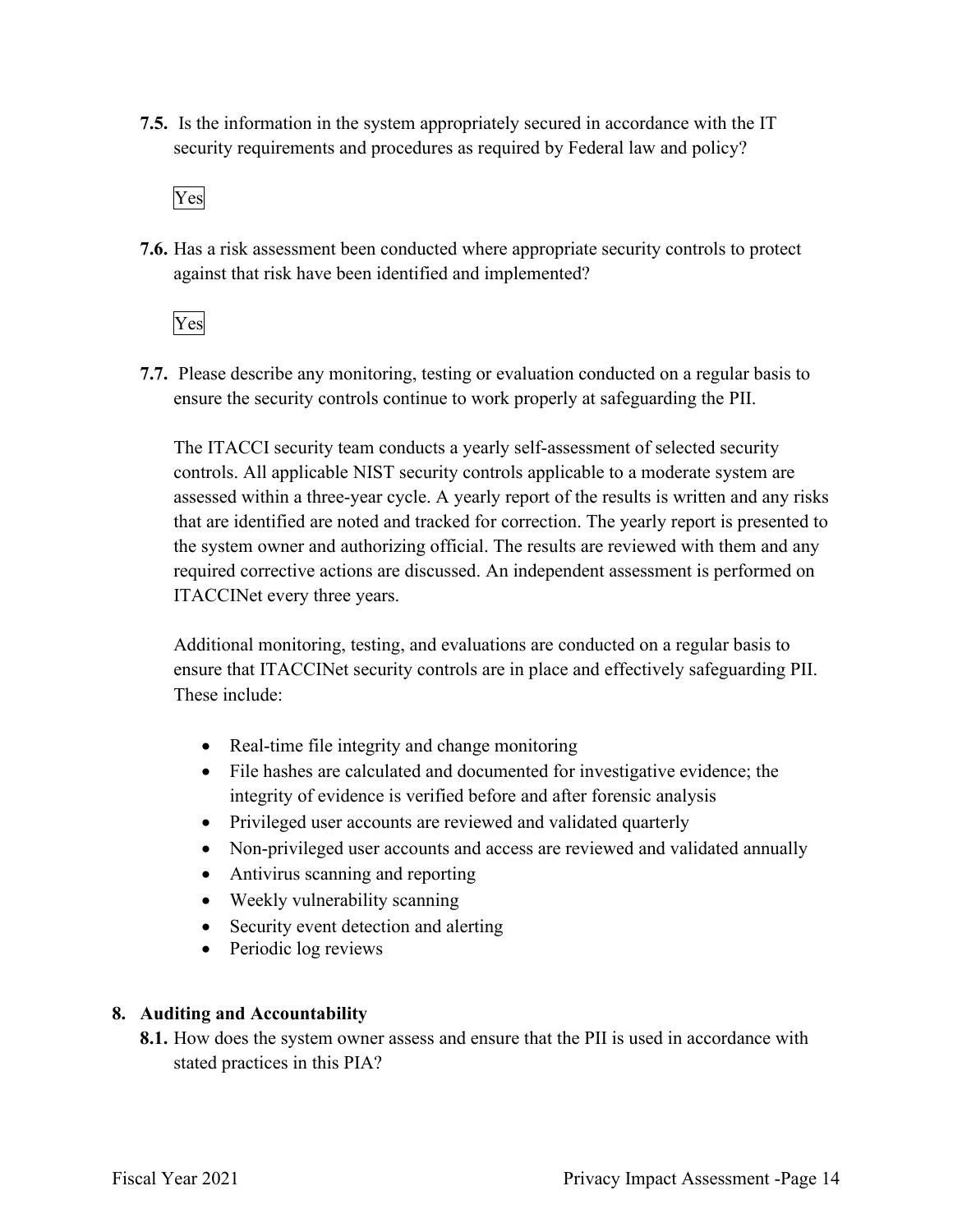**7.5.** Is the information in the system appropriately secured in accordance with the IT security requirements and procedures as required by Federal law and policy?

Yes

**7.6.** Has a risk assessment been conducted where appropriate security controls to protect against that risk have been identified and implemented?

Yes

**7.7.** Please describe any monitoring, testing or evaluation conducted on a regular basis to ensure the security controls continue to work properly at safeguarding the PII.

The ITACCI security team conducts a yearly self-assessment of selected security controls. All applicable NIST security controls applicable to a moderate system are assessed within a three-year cycle. A yearly report of the results is written and any risks that are identified are noted and tracked for correction. The yearly report is presented to the system owner and authorizing official. The results are reviewed with them and any required corrective actions are discussed. An independent assessment is performed on ITACCINet every three years.

Additional monitoring, testing, and evaluations are conducted on a regular basis to ensure that ITACCINet security controls are in place and effectively safeguarding PII. These include:

- Real-time file integrity and change monitoring
- File hashes are calculated and documented for investigative evidence; the integrity of evidence is verified before and after forensic analysis
- Privileged user accounts are reviewed and validated quarterly
- Non-privileged user accounts and access are reviewed and validated annually
- Antivirus scanning and reporting
- Weekly vulnerability scanning
- Security event detection and alerting
- Periodic log reviews

## 8. Auditing and Accountability

**8.1.** How does the system owner assess and ensure that the PII is used in accordance with stated practices in this PIA?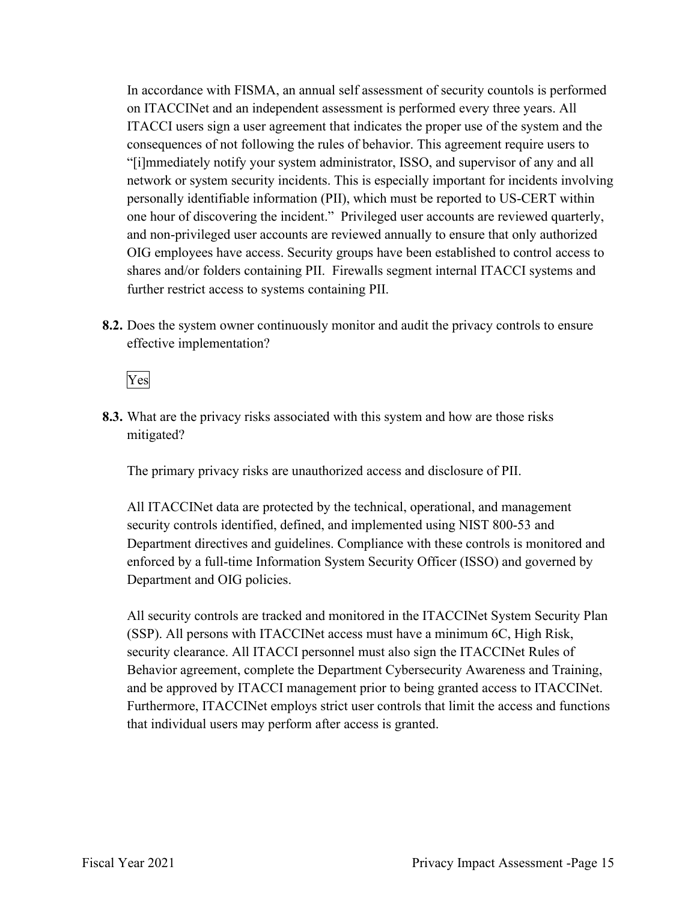In accordance with FISMA, an annual self assessment of security countols is performed on ITACCINet and an independent assessment is performed every three years. All ITACCI users sign a user agreement that indicates the proper use of the system and the consequences of not following the rules of behavior. This agreement require users to "[i]mmediately notify your system administrator, ISSO, and supervisor of any and all network or system security incidents. This is especially important for incidents involving personally identifiable information (PII), which must be reported to US-CERT within one hour of discovering the incident." Privileged user accounts are reviewed quarterly, and non-privileged user accounts are reviewed annually to ensure that only authorized OIG employees have access. Security groups have been established to control access to shares and/or folders containing PII. Firewalls segment internal ITACCI systems and further restrict access to systems containing PII.

**8.2.** Does the system owner continuously monitor and audit the privacy controls to ensure effective implementation?

Yes

**8.3.** What are the privacy risks associated with this system and how are those risks mitigated?

The primary privacy risks are unauthorized access and disclosure of PII.

All ITACCINet data are protected by the technical, operational, and management security controls identified, defined, and implemented using NIST 800-53 and Department directives and guidelines. Compliance with these controls is monitored and enforced by a full-time Information System Security Officer (ISSO) and governed by Department and OIG policies.

All security controls are tracked and monitored in the ITACCINet System Security Plan (SSP). All persons with ITACCINet access must have a minimum 6C, High Risk, security clearance. All ITACCI personnel must also sign the ITACCINet Rules of Behavior agreement, complete the Department Cybersecurity Awareness and Training, and be approved by ITACCI management prior to being granted access to ITACCINet. Furthermore, ITACCINet employs strict user controls that limit the access and functions that individual users may perform after access is granted.